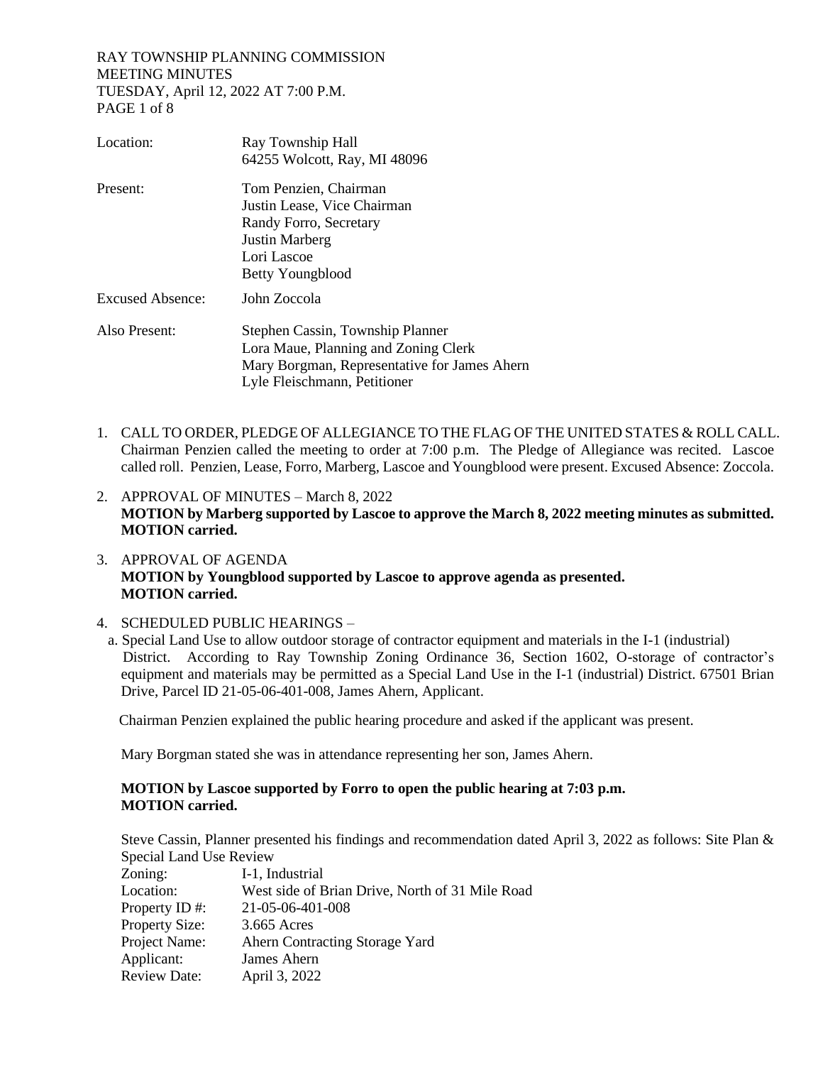RAY TOWNSHIP PLANNING COMMISSION
MEETING MINUTES
TUESDAY, April 12, 2022 AT 7:00 P.M.

| | |
|---|---|
| Location: | Ray Township Hall<br>64255 Wolcott, Ray, MI 48096 |
| Present: | Tom Penzien, Chairman<br>Justin Lease, Vice Chairman<br>Randy Forro, Secretary<br>Justin Marberg<br>Lori Lascoe<br>Betty Youngblood |
| Excused Absence: | John Zoccola |
| Also Present: | Stephen Cassin, Township Planner<br>Lora Maue, Planning and Zoning Clerk<br>Mary Borgman, Representative for James Ahern<br>Lyle Fleischmann, Petitioner |

1. CALL TO ORDER, PLEDGE OF ALLEGIANCE TO THE FLAG OF THE UNITED STATES & ROLL CALL.
   Chairman Penzien called the meeting to order at 7:00 p.m. The Pledge of Allegiance was recited. Lascoe called roll. Penzien, Lease, Forro, Marberg, Lascoe and Youngblood were present. Excused Absence: Zoccola.

2. APPROVAL OF MINUTES – March 8, 2022
   **MOTION by Marberg supported by Lascoe to approve the March 8, 2022 meeting minutes as submitted. MOTION carried.**

3. APPROVAL OF AGENDA
   **MOTION by Youngblood supported by Lascoe to approve agenda as presented. MOTION carried.**

4. SCHEDULED PUBLIC HEARINGS –
   a. Special Land Use to allow outdoor storage of contractor equipment and materials in the I-1 (industrial) District. According to Ray Township Zoning Ordinance 36, Section 1602, O-storage of contractor's equipment and materials may be permitted as a Special Land Use in the I-1 (industrial) District. 67501 Brian Drive, Parcel ID 21-05-06-401-008, James Ahern, Applicant.

   Chairman Penzien explained the public hearing procedure and asked if the applicant was present.

   Mary Borgman stated she was in attendance representing her son, James Ahern.

   **MOTION by Lascoe supported by Forro to open the public hearing at 7:03 p.m. MOTION carried.**

   Steve Cassin, Planner presented his findings and recommendation dated April 3, 2022 as follows: Site Plan & Special Land Use Review

| | |
|---|---|
| Zoning: | I-1, Industrial |
| Location: | West side of Brian Drive, North of 31 Mile Road |
| Property ID #: | 21-05-06-401-008 |
| Property Size: | 3.665 Acres |
| Project Name: | Ahern Contracting Storage Yard |
| Applicant: | James Ahern |
| Review Date: | April 3, 2022 |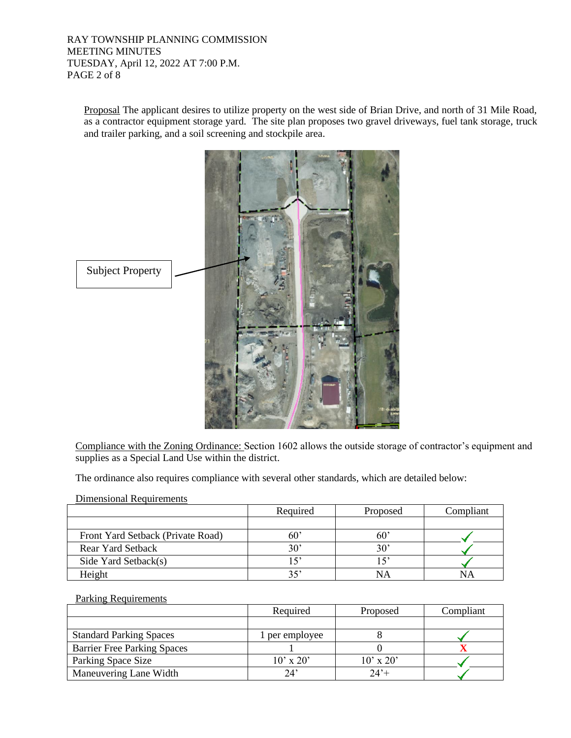Proposal The applicant desires to utilize property on the west side of Brian Drive, and north of 31 Mile Road, as a contractor equipment storage yard. The site plan proposes two gravel driveways, fuel tank storage, truck and trailer parking, and a soil screening and stockpile area.

Subject Property

Compliance with the Zoning Ordinance: Section 1602 allows the outside storage of contractor's equipment and supplies as a Special Land Use within the district.

The ordinance also requires compliance with several other standards, which are detailed below:

Dimensional Requirements

| | Required | Proposed | Compliant |
|---|---|---|---|
| | | | |
| Front Yard Setback (Private Road) | 60' | 60' | ✓ |
| Rear Yard Setback | 30' | 30' | ✓ |
| Side Yard Setback(s) | 15' | 15' | ✓ |
| Height | 35' | NA | NA |

Parking Requirements

| | Required | Proposed | Compliant |
|---|---|---|---|
| | | | |
| Standard Parking Spaces | 1 per employee | 8 | ✓ |
| Barrier Free Parking Spaces | 1 | 0 | X |
| Parking Space Size | 10' x 20' | 10' x 20' | ✓ |
| Maneuvering Lane Width | 24' | 24'+ | ✓ |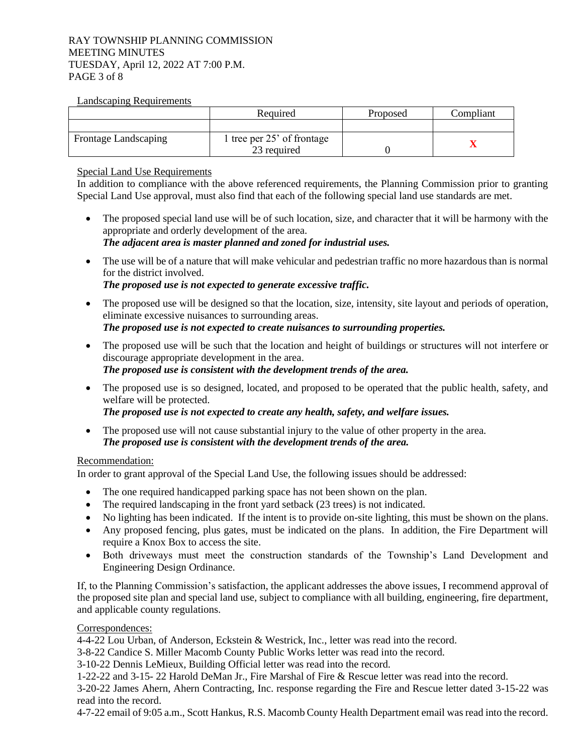Landscaping Requirements

| | Required | Proposed | Compliant |
|---|---|---|---|
| | | | |
| Frontage Landscaping | 1 tree per 25' of frontage 23 required | 0 | X |

Special Land Use Requirements

In addition to compliance with the above referenced requirements, the Planning Commission prior to granting Special Land Use approval, must also find that each of the following special land use standards are met.

- The proposed special land use will be of such location, size, and character that it will be harmony with the appropriate and orderly development of the area.
  ***The adjacent area is master planned and zoned for industrial uses.***
- The use will be of a nature that will make vehicular and pedestrian traffic no more hazardous than is normal for the district involved.
  ***The proposed use is not expected to generate excessive traffic.***
- The proposed use will be designed so that the location, size, intensity, site layout and periods of operation, eliminate excessive nuisances to surrounding areas.
  ***The proposed use is not expected to create nuisances to surrounding properties.***
- The proposed use will be such that the location and height of buildings or structures will not interfere or discourage appropriate development in the area.
  ***The proposed use is consistent with the development trends of the area.***
- The proposed use is so designed, located, and proposed to be operated that the public health, safety, and welfare will be protected.
  ***The proposed use is not expected to create any health, safety, and welfare issues.***
- The proposed use will not cause substantial injury to the value of other property in the area.
  ***The proposed use is consistent with the development trends of the area.***

Recommendation:

In order to grant approval of the Special Land Use, the following issues should be addressed:

- The one required handicapped parking space has not been shown on the plan.
- The required landscaping in the front yard setback (23 trees) is not indicated.
- No lighting has been indicated. If the intent is to provide on-site lighting, this must be shown on the plans.
- Any proposed fencing, plus gates, must be indicated on the plans. In addition, the Fire Department will require a Knox Box to access the site.
- Both driveways must meet the construction standards of the Township's Land Development and Engineering Design Ordinance.

If, to the Planning Commission's satisfaction, the applicant addresses the above issues, I recommend approval of the proposed site plan and special land use, subject to compliance with all building, engineering, fire department, and applicable county regulations.

Correspondences:

4-4-22 Lou Urban, of Anderson, Eckstein & Westrick, Inc., letter was read into the record.
3-8-22 Candice S. Miller Macomb County Public Works letter was read into the record.
3-10-22 Dennis LeMieux, Building Official letter was read into the record.
1-22-22 and 3-15- 22 Harold DeMan Jr., Fire Marshal of Fire & Rescue letter was read into the record.
3-20-22 James Ahern, Ahern Contracting, Inc. response regarding the Fire and Rescue letter dated 3-15-22 was read into the record.
4-7-22 email of 9:05 a.m., Scott Hankus, R.S. Macomb County Health Department email was read into the record.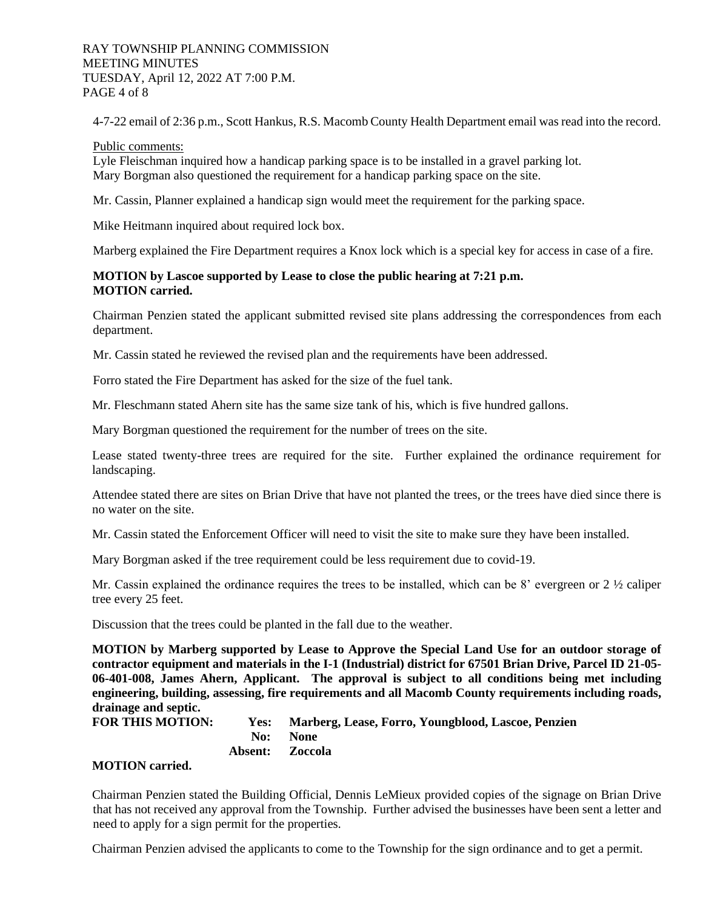4-7-22 email of 2:36 p.m., Scott Hankus, R.S. Macomb County Health Department email was read into the record.

Public comments:

Lyle Fleischman inquired how a handicap parking space is to be installed in a gravel parking lot.
Mary Borgman also questioned the requirement for a handicap parking space on the site.

Mr. Cassin, Planner explained a handicap sign would meet the requirement for the parking space.

Mike Heitmann inquired about required lock box.

Marberg explained the Fire Department requires a Knox lock which is a special key for access in case of a fire.

**MOTION by Lascoe supported by Lease to close the public hearing at 7:21 p.m.**
**MOTION carried.**

Chairman Penzien stated the applicant submitted revised site plans addressing the correspondences from each department.

Mr. Cassin stated he reviewed the revised plan and the requirements have been addressed.

Forro stated the Fire Department has asked for the size of the fuel tank.

Mr. Fleschmann stated Ahern site has the same size tank of his, which is five hundred gallons.

Mary Borgman questioned the requirement for the number of trees on the site.

Lease stated twenty-three trees are required for the site. Further explained the ordinance requirement for landscaping.

Attendee stated there are sites on Brian Drive that have not planted the trees, or the trees have died since there is no water on the site.

Mr. Cassin stated the Enforcement Officer will need to visit the site to make sure they have been installed.

Mary Borgman asked if the tree requirement could be less requirement due to covid-19.

Mr. Cassin explained the ordinance requires the trees to be installed, which can be 8' evergreen or 2 ½ caliper tree every 25 feet.

Discussion that the trees could be planted in the fall due to the weather.

**MOTION by Marberg supported by Lease to Approve the Special Land Use for an outdoor storage of contractor equipment and materials in the I-1 (Industrial) district for 67501 Brian Drive, Parcel ID 21-05-06-401-008, James Ahern, Applicant. The approval is subject to all conditions being met including engineering, building, assessing, fire requirements and all Macomb County requirements including roads, drainage and septic.**

**FOR THIS MOTION: Yes: Marberg, Lease, Forro, Youngblood, Lascoe, Penzien**
**No: None**
**Absent: Zoccola**

**MOTION carried.**

Chairman Penzien stated the Building Official, Dennis LeMieux provided copies of the signage on Brian Drive that has not received any approval from the Township. Further advised the businesses have been sent a letter and need to apply for a sign permit for the properties.

Chairman Penzien advised the applicants to come to the Township for the sign ordinance and to get a permit.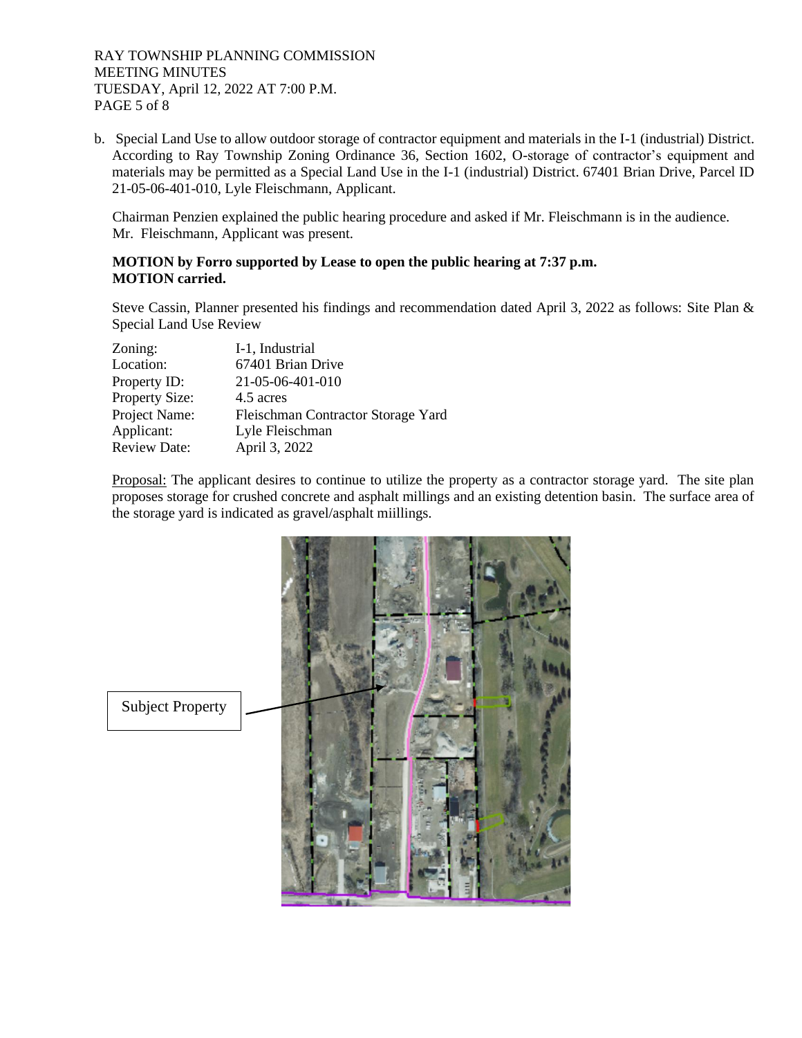b. Special Land Use to allow outdoor storage of contractor equipment and materials in the I-1 (industrial) District. According to Ray Township Zoning Ordinance 36, Section 1602, O-storage of contractor's equipment and materials may be permitted as a Special Land Use in the I-1 (industrial) District. 67401 Brian Drive, Parcel ID 21-05-06-401-010, Lyle Fleischmann, Applicant.

Chairman Penzien explained the public hearing procedure and asked if Mr. Fleischmann is in the audience. Mr. Fleischmann, Applicant was present.

**MOTION by Forro supported by Lease to open the public hearing at 7:37 p.m.**
**MOTION carried.**

Steve Cassin, Planner presented his findings and recommendation dated April 3, 2022 as follows: Site Plan & Special Land Use Review

| | |
|---|---|
| Zoning: | I-1, Industrial |
| Location: | 67401 Brian Drive |
| Property ID: | 21-05-06-401-010 |
| Property Size: | 4.5 acres |
| Project Name: | Fleischman Contractor Storage Yard |
| Applicant: | Lyle Fleischman |
| Review Date: | April 3, 2022 |

Proposal: The applicant desires to continue to utilize the property as a contractor storage yard. The site plan proposes storage for crushed concrete and asphalt millings and an existing detention basin. The surface area of the storage yard is indicated as gravel/asphalt miillings.

Subject Property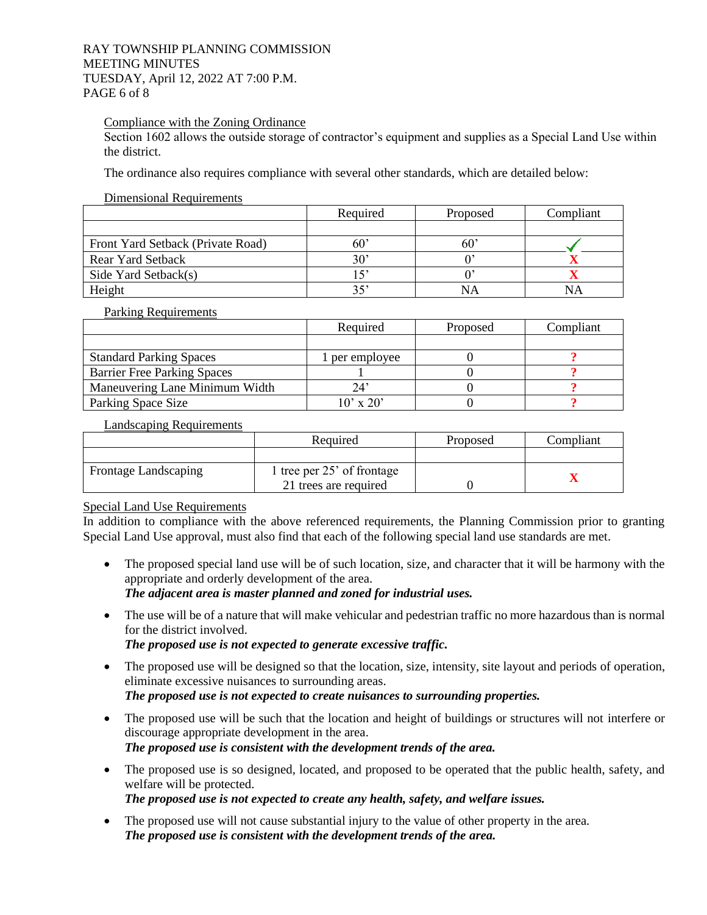Compliance with the Zoning Ordinance

Section 1602 allows the outside storage of contractor's equipment and supplies as a Special Land Use within the district.

The ordinance also requires compliance with several other standards, which are detailed below:

Dimensional Requirements

| | Required | Proposed | Compliant |
|---|---|---|---|
| | | | |
| Front Yard Setback (Private Road) | 60' | 60' | ✓ |
| Rear Yard Setback | 30' | 0' | X |
| Side Yard Setback(s) | 15' | 0' | X |
| Height | 35' | NA | NA |

Parking Requirements

| | Required | Proposed | Compliant |
|---|---|---|---|
| | | | |
| Standard Parking Spaces | 1 per employee | 0 | ? |
| Barrier Free Parking Spaces | 1 | 0 | ? |
| Maneuvering Lane Minimum Width | 24' | 0 | ? |
| Parking Space Size | 10' x 20' | 0 | ? |

Landscaping Requirements

| | Required | Proposed | Compliant |
|---|---|---|---|
| | | | |
| Frontage Landscaping | 1 tree per 25' of frontage 21 trees are required | 0 | X |

Special Land Use Requirements

In addition to compliance with the above referenced requirements, the Planning Commission prior to granting Special Land Use approval, must also find that each of the following special land use standards are met.

- The proposed special land use will be of such location, size, and character that it will be harmony with the appropriate and orderly development of the area.
  ***The adjacent area is master planned and zoned for industrial uses.***
- The use will be of a nature that will make vehicular and pedestrian traffic no more hazardous than is normal for the district involved.
  ***The proposed use is not expected to generate excessive traffic.***
- The proposed use will be designed so that the location, size, intensity, site layout and periods of operation, eliminate excessive nuisances to surrounding areas.
  ***The proposed use is not expected to create nuisances to surrounding properties.***
- The proposed use will be such that the location and height of buildings or structures will not interfere or discourage appropriate development in the area.
  ***The proposed use is consistent with the development trends of the area.***
- The proposed use is so designed, located, and proposed to be operated that the public health, safety, and welfare will be protected.
  ***The proposed use is not expected to create any health, safety, and welfare issues.***
- The proposed use will not cause substantial injury to the value of other property in the area.
  ***The proposed use is consistent with the development trends of the area.***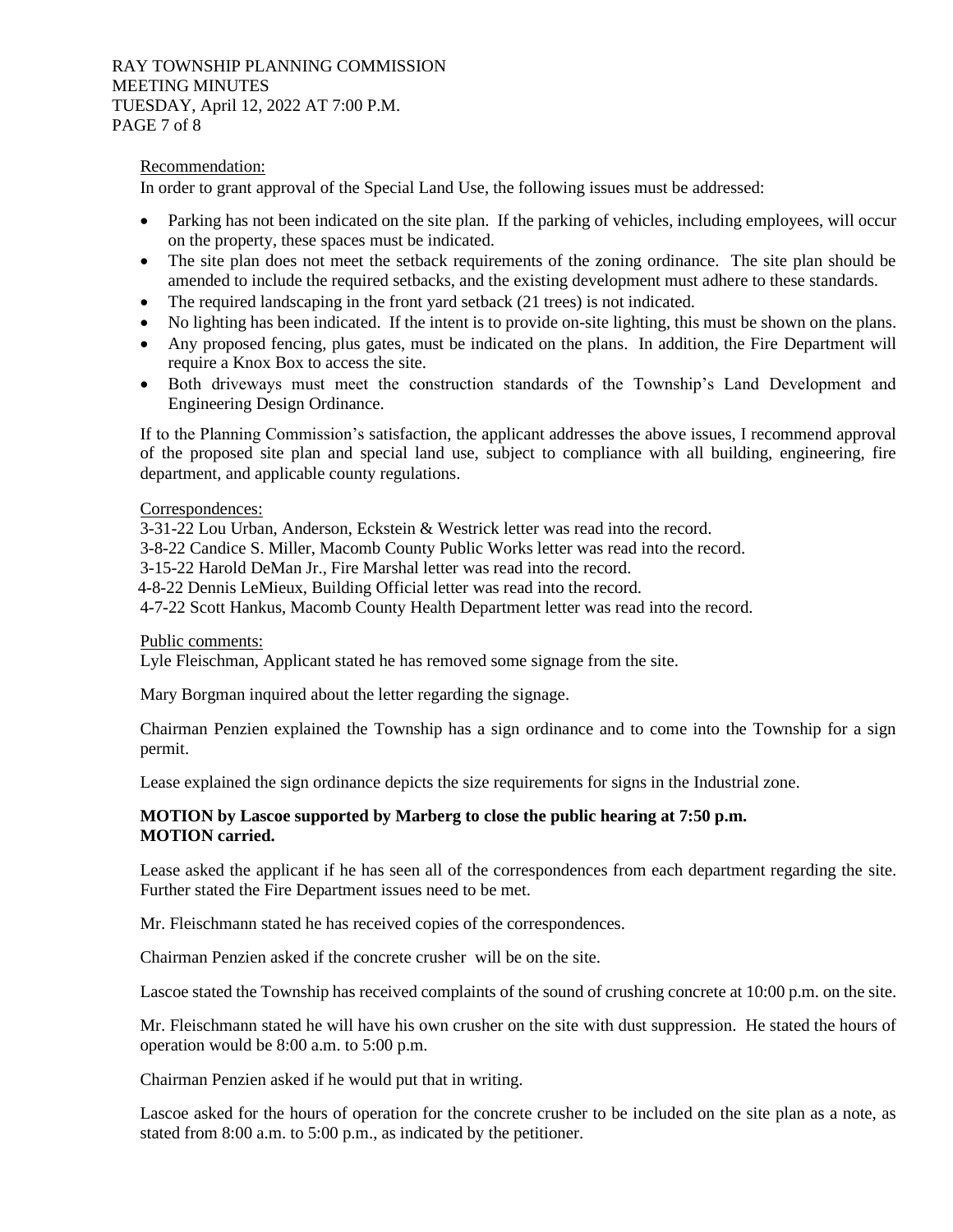Recommendation:

In order to grant approval of the Special Land Use, the following issues must be addressed:

- Parking has not been indicated on the site plan. If the parking of vehicles, including employees, will occur on the property, these spaces must be indicated.
- The site plan does not meet the setback requirements of the zoning ordinance. The site plan should be amended to include the required setbacks, and the existing development must adhere to these standards.
- The required landscaping in the front yard setback (21 trees) is not indicated.
- No lighting has been indicated. If the intent is to provide on-site lighting, this must be shown on the plans.
- Any proposed fencing, plus gates, must be indicated on the plans. In addition, the Fire Department will require a Knox Box to access the site.
- Both driveways must meet the construction standards of the Township's Land Development and Engineering Design Ordinance.

If to the Planning Commission's satisfaction, the applicant addresses the above issues, I recommend approval of the proposed site plan and special land use, subject to compliance with all building, engineering, fire department, and applicable county regulations.

Correspondences:

3-31-22 Lou Urban, Anderson, Eckstein & Westrick letter was read into the record.
3-8-22 Candice S. Miller, Macomb County Public Works letter was read into the record.
3-15-22 Harold DeMan Jr., Fire Marshal letter was read into the record.
4-8-22 Dennis LeMieux, Building Official letter was read into the record.
4-7-22 Scott Hankus, Macomb County Health Department letter was read into the record.

Public comments:

Lyle Fleischman, Applicant stated he has removed some signage from the site.

Mary Borgman inquired about the letter regarding the signage.

Chairman Penzien explained the Township has a sign ordinance and to come into the Township for a sign permit.

Lease explained the sign ordinance depicts the size requirements for signs in the Industrial zone.

**MOTION by Lascoe supported by Marberg to close the public hearing at 7:50 p.m.**
**MOTION carried.**

Lease asked the applicant if he has seen all of the correspondences from each department regarding the site. Further stated the Fire Department issues need to be met.

Mr. Fleischmann stated he has received copies of the correspondences.

Chairman Penzien asked if the concrete crusher will be on the site.

Lascoe stated the Township has received complaints of the sound of crushing concrete at 10:00 p.m. on the site.

Mr. Fleischmann stated he will have his own crusher on the site with dust suppression. He stated the hours of operation would be 8:00 a.m. to 5:00 p.m.

Chairman Penzien asked if he would put that in writing.

Lascoe asked for the hours of operation for the concrete crusher to be included on the site plan as a note, as stated from 8:00 a.m. to 5:00 p.m., as indicated by the petitioner.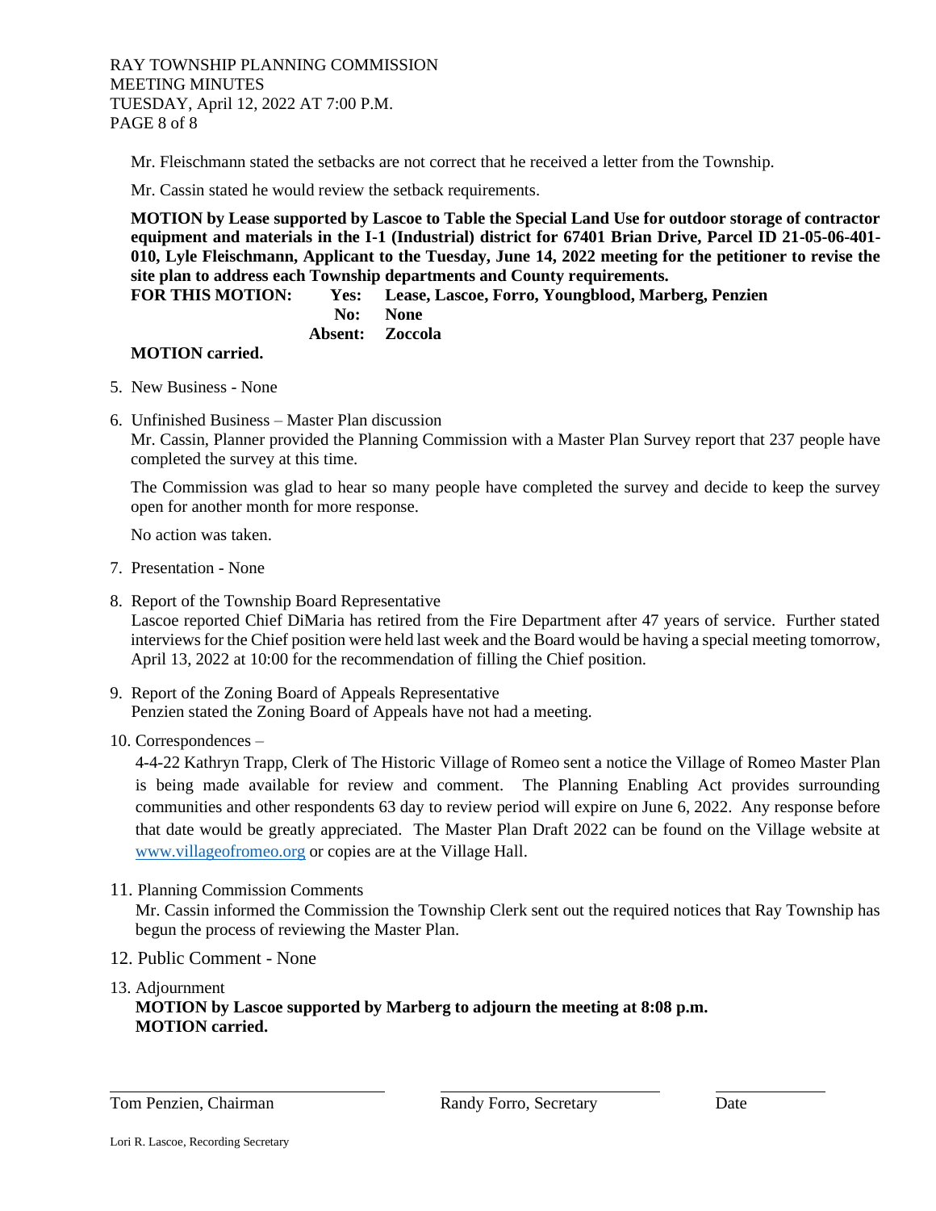Mr. Fleischmann stated the setbacks are not correct that he received a letter from the Township.

Mr. Cassin stated he would review the setback requirements.

**MOTION by Lease supported by Lascoe to Table the Special Land Use for outdoor storage of contractor equipment and materials in the I-1 (Industrial) district for 67401 Brian Drive, Parcel ID 21-05-06-401-010, Lyle Fleischmann, Applicant to the Tuesday, June 14, 2022 meeting for the petitioner to revise the site plan to address each Township departments and County requirements.**

**FOR THIS MOTION: Yes: Lease, Lascoe, Forro, Youngblood, Marberg, Penzien**
**No: None**
**Absent: Zoccola**

**MOTION carried.**

5. New Business - None

6. Unfinished Business – Master Plan discussion
   Mr. Cassin, Planner provided the Planning Commission with a Master Plan Survey report that 237 people have completed the survey at this time.

   The Commission was glad to hear so many people have completed the survey and decide to keep the survey open for another month for more response.

   No action was taken.

7. Presentation - None

8. Report of the Township Board Representative
   Lascoe reported Chief DiMaria has retired from the Fire Department after 47 years of service. Further stated interviews for the Chief position were held last week and the Board would be having a special meeting tomorrow, April 13, 2022 at 10:00 for the recommendation of filling the Chief position.

9. Report of the Zoning Board of Appeals Representative
   Penzien stated the Zoning Board of Appeals have not had a meeting.

10. Correspondences –
    4-4-22 Kathryn Trapp, Clerk of The Historic Village of Romeo sent a notice the Village of Romeo Master Plan is being made available for review and comment. The Planning Enabling Act provides surrounding communities and other respondents 63 day to review period will expire on June 6, 2022. Any response before that date would be greatly appreciated. The Master Plan Draft 2022 can be found on the Village website at www.villageofromeo.org or copies are at the Village Hall.

11. Planning Commission Comments
    Mr. Cassin informed the Commission the Township Clerk sent out the required notices that Ray Township has begun the process of reviewing the Master Plan.

12. Public Comment - None

13. Adjournment
    **MOTION by Lascoe supported by Marberg to adjourn the meeting at 8:08 p.m.**
    **MOTION carried.**

Tom Penzien, Chairman          Randy Forro, Secretary          Date

Lori R. Lascoe, Recording Secretary